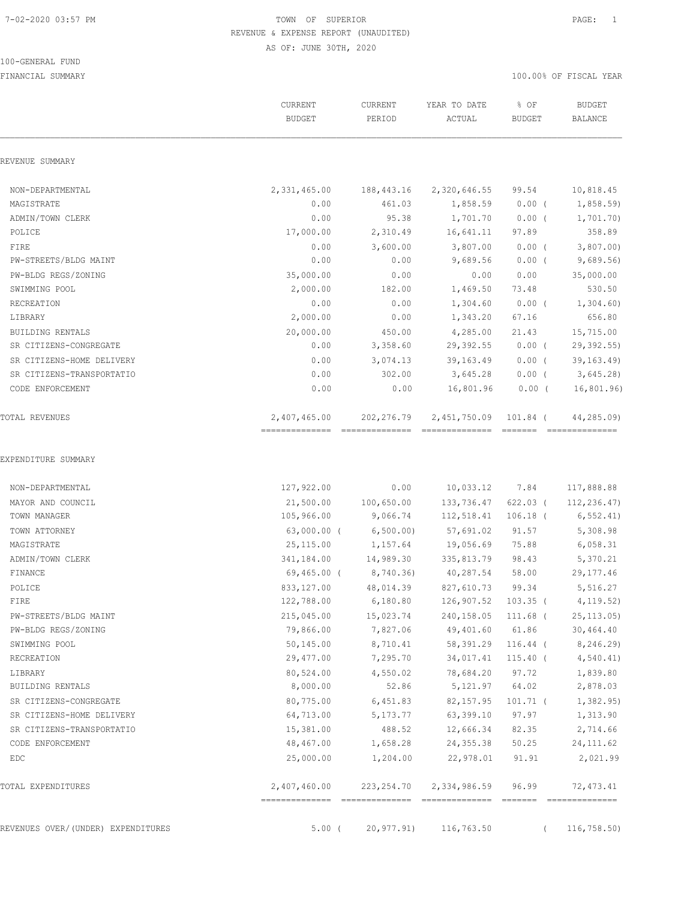TOWN OF SUPERIOR

REVENUE & EXPENSE REPORT (UNAUDITED)

AS OF: JUNE 30TH, 2020

100-GENERAL FUND

FINANCIAL SUMMARY

100.00% OF FISCAL YEAR

| | CURRENT BUDGET | CURRENT PERIOD | YEAR TO DATE ACTUAL | % OF BUDGET | BUDGET BALANCE |
|---|---|---|---|---|---|
| **REVENUE SUMMARY** | | | | | |
| NON-DEPARTMENTAL | 2,331,465.00 | 188,443.16 | 2,320,646.55 | 99.54 | 10,818.45 |
| MAGISTRATE | 0.00 | 461.03 | 1,858.59 | 0.00 | ( 1,858.59) |
| ADMIN/TOWN CLERK | 0.00 | 95.38 | 1,701.70 | 0.00 | ( 1,701.70) |
| POLICE | 17,000.00 | 2,310.49 | 16,641.11 | 97.89 | 358.89 |
| FIRE | 0.00 | 3,600.00 | 3,807.00 | 0.00 | ( 3,807.00) |
| PW-STREETS/BLDG MAINT | 0.00 | 0.00 | 9,689.56 | 0.00 | ( 9,689.56) |
| PW-BLDG REGS/ZONING | 35,000.00 | 0.00 | 0.00 | 0.00 | 35,000.00 |
| SWIMMING POOL | 2,000.00 | 182.00 | 1,469.50 | 73.48 | 530.50 |
| RECREATION | 0.00 | 0.00 | 1,304.60 | 0.00 | ( 1,304.60) |
| LIBRARY | 2,000.00 | 0.00 | 1,343.20 | 67.16 | 656.80 |
| BUILDING RENTALS | 20,000.00 | 450.00 | 4,285.00 | 21.43 | 15,715.00 |
| SR CITIZENS-CONGREGATE | 0.00 | 3,358.60 | 29,392.55 | 0.00 | ( 29,392.55) |
| SR CITIZENS-HOME DELIVERY | 0.00 | 3,074.13 | 39,163.49 | 0.00 | ( 39,163.49) |
| SR CITIZENS-TRANSPORTATIO | 0.00 | 302.00 | 3,645.28 | 0.00 | ( 3,645.28) |
| CODE ENFORCEMENT | 0.00 | 0.00 | 16,801.96 | 0.00 | ( 16,801.96) |
| TOTAL REVENUES | 2,407,465.00 | 202,276.79 | 2,451,750.09 | 101.84 | ( 44,285.09) |
| **EXPENDITURE SUMMARY** | | | | | |
| NON-DEPARTMENTAL | 127,922.00 | 0.00 | 10,033.12 | 7.84 | 117,888.88 |
| MAYOR AND COUNCIL | 21,500.00 | 100,650.00 | 133,736.47 | 622.03 | ( 112,236.47) |
| TOWN MANAGER | 105,966.00 | 9,066.74 | 112,518.41 | 106.18 | ( 6,552.41) |
| TOWN ATTORNEY | 63,000.00 | ( 6,500.00) | 57,691.02 | 91.57 | 5,308.98 |
| MAGISTRATE | 25,115.00 | 1,157.64 | 19,056.69 | 75.88 | 6,058.31 |
| ADMIN/TOWN CLERK | 341,184.00 | 14,989.30 | 335,813.79 | 98.43 | 5,370.21 |
| FINANCE | 69,465.00 | ( 8,740.36) | 40,287.54 | 58.00 | 29,177.46 |
| POLICE | 833,127.00 | 48,014.39 | 827,610.73 | 99.34 | 5,516.27 |
| FIRE | 122,788.00 | 6,180.80 | 126,907.52 | 103.35 | ( 4,119.52) |
| PW-STREETS/BLDG MAINT | 215,045.00 | 15,023.74 | 240,158.05 | 111.68 | ( 25,113.05) |
| PW-BLDG REGS/ZONING | 79,866.00 | 7,827.06 | 49,401.60 | 61.86 | 30,464.40 |
| SWIMMING POOL | 50,145.00 | 8,710.41 | 58,391.29 | 116.44 | ( 8,246.29) |
| RECREATION | 29,477.00 | 7,295.70 | 34,017.41 | 115.40 | ( 4,540.41) |
| LIBRARY | 80,524.00 | 4,550.02 | 78,684.20 | 97.72 | 1,839.80 |
| BUILDING RENTALS | 8,000.00 | 52.86 | 5,121.97 | 64.02 | 2,878.03 |
| SR CITIZENS-CONGREGATE | 80,775.00 | 6,451.83 | 82,157.95 | 101.71 | ( 1,382.95) |
| SR CITIZENS-HOME DELIVERY | 64,713.00 | 5,173.77 | 63,399.10 | 97.97 | 1,313.90 |
| SR CITIZENS-TRANSPORTATIO | 15,381.00 | 488.52 | 12,666.34 | 82.35 | 2,714.66 |
| CODE ENFORCEMENT | 48,467.00 | 1,658.28 | 24,355.38 | 50.25 | 24,111.62 |
| EDC | 25,000.00 | 1,204.00 | 22,978.01 | 91.91 | 2,021.99 |
| TOTAL EXPENDITURES | 2,407,460.00 | 223,254.70 | 2,334,986.59 | 96.99 | 72,473.41 |
| REVENUES OVER/(UNDER) EXPENDITURES | 5.00 | ( 20,977.91) | 116,763.50 | | ( 116,758.50) |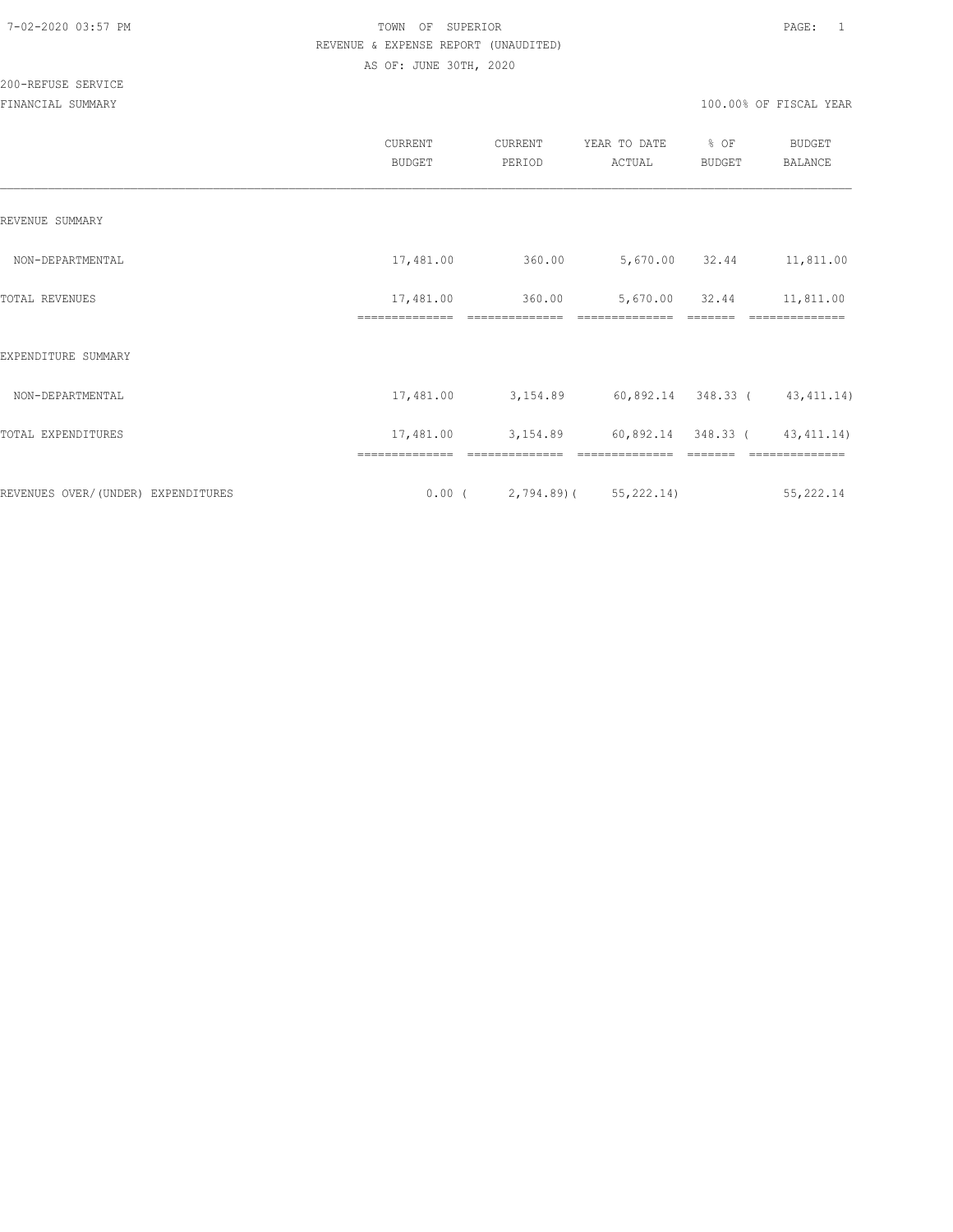TOWN OF SUPERIOR

REVENUE & EXPENSE REPORT (UNAUDITED)

AS OF: JUNE 30TH, 2020

200-REFUSE SERVICE

FINANCIAL SUMMARY

100.00% OF FISCAL YEAR

| | CURRENT BUDGET | CURRENT PERIOD | YEAR TO DATE ACTUAL | % OF BUDGET | BUDGET BALANCE |
|---|---|---|---|---|---|
| REVENUE SUMMARY | | | | | |
| NON-DEPARTMENTAL | 17,481.00 | 360.00 | 5,670.00 | 32.44 | 11,811.00 |
| TOTAL REVENUES | 17,481.00 | 360.00 | 5,670.00 | 32.44 | 11,811.00 |
| EXPENDITURE SUMMARY | | | | | |
| NON-DEPARTMENTAL | 17,481.00 | 3,154.89 | 60,892.14 | 348.33 | ( 43,411.14) |
| TOTAL EXPENDITURES | 17,481.00 | 3,154.89 | 60,892.14 | 348.33 | ( 43,411.14) |
| REVENUES OVER/(UNDER) EXPENDITURES | 0.00 | ( 2,794.89) | ( 55,222.14) | | 55,222.14 |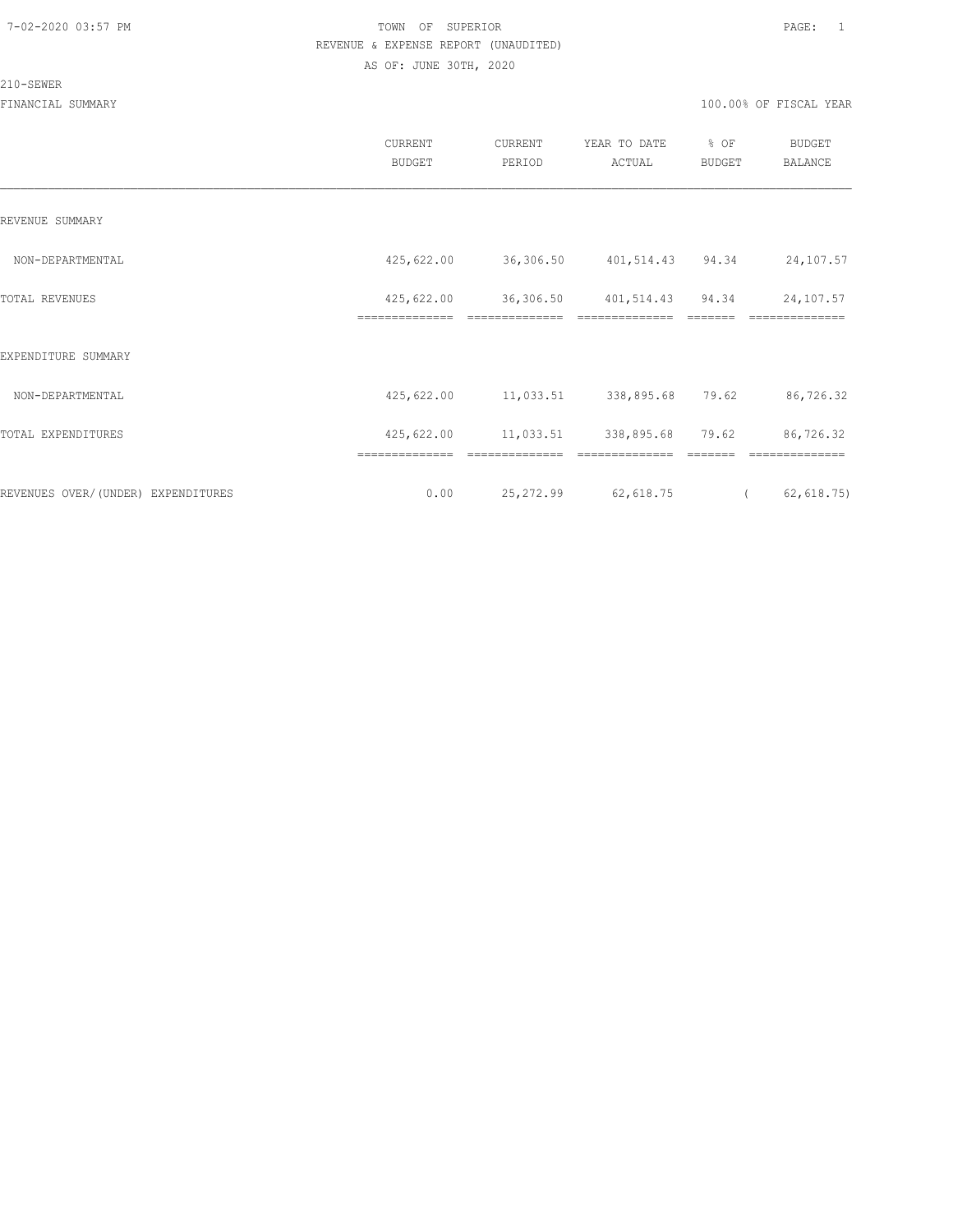7-02-2020 03:57 PM

TOWN OF SUPERIOR

REVENUE & EXPENSE REPORT (UNAUDITED)

AS OF: JUNE 30TH, 2020

210-SEWER

FINANCIAL SUMMARY

100.00% OF FISCAL YEAR

| | CURRENT BUDGET | CURRENT PERIOD | YEAR TO DATE ACTUAL | % OF BUDGET | BUDGET BALANCE |
|---|---|---|---|---|---|
| REVENUE SUMMARY | | | | | |
| NON-DEPARTMENTAL | 425,622.00 | 36,306.50 | 401,514.43 | 94.34 | 24,107.57 |
| TOTAL REVENUES | 425,622.00 | 36,306.50 | 401,514.43 | 94.34 | 24,107.57 |
| EXPENDITURE SUMMARY | | | | | |
| NON-DEPARTMENTAL | 425,622.00 | 11,033.51 | 338,895.68 | 79.62 | 86,726.32 |
| TOTAL EXPENDITURES | 425,622.00 | 11,033.51 | 338,895.68 | 79.62 | 86,726.32 |
| REVENUES OVER/(UNDER) EXPENDITURES | 0.00 | 25,272.99 | 62,618.75 | | ( 62,618.75) |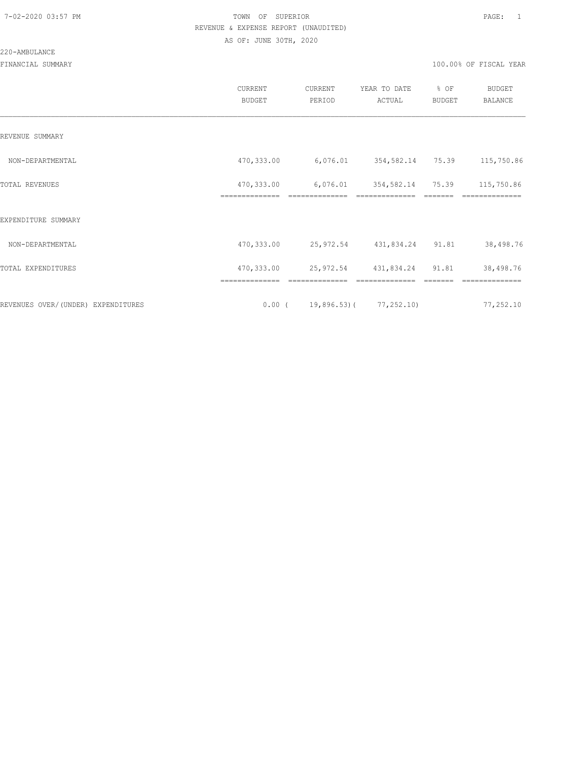TOWN OF SUPERIOR
REVENUE & EXPENSE REPORT (UNAUDITED)
AS OF: JUNE 30TH, 2020

220-AMBULANCE

FINANCIAL SUMMARY — 100.00% OF FISCAL YEAR

| | CURRENT BUDGET | CURRENT PERIOD | YEAR TO DATE ACTUAL | % OF BUDGET | BUDGET BALANCE |
|---|---|---|---|---|---|
| REVENUE SUMMARY | | | | | |
| NON-DEPARTMENTAL | 470,333.00 | 6,076.01 | 354,582.14 | 75.39 | 115,750.86 |
| TOTAL REVENUES | 470,333.00 | 6,076.01 | 354,582.14 | 75.39 | 115,750.86 |
| EXPENDITURE SUMMARY | | | | | |
| NON-DEPARTMENTAL | 470,333.00 | 25,972.54 | 431,834.24 | 91.81 | 38,498.76 |
| TOTAL EXPENDITURES | 470,333.00 | 25,972.54 | 431,834.24 | 91.81 | 38,498.76 |
| REVENUES OVER/(UNDER) EXPENDITURES | 0.00 | ( 19,896.53) | ( 77,252.10) | | 77,252.10 |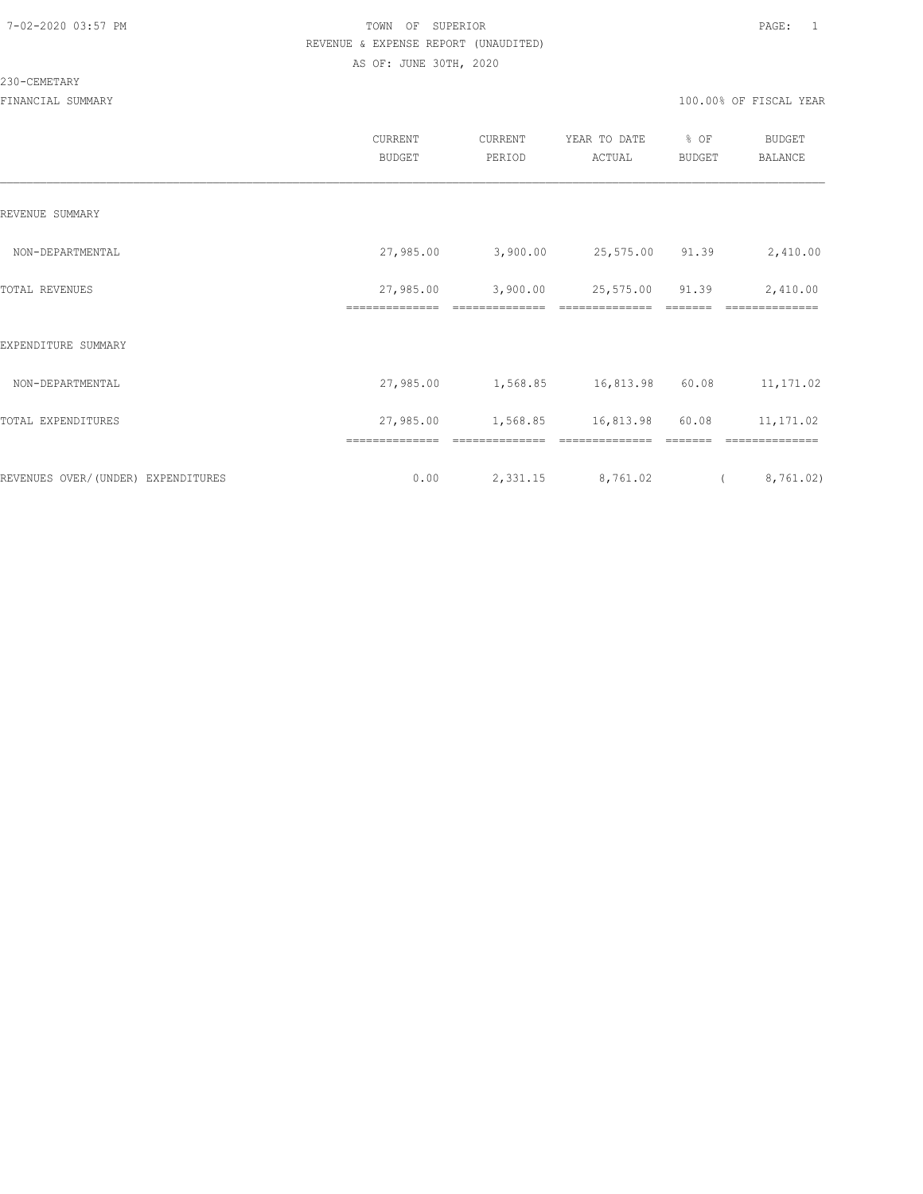TOWN OF SUPERIOR

REVENUE & EXPENSE REPORT (UNAUDITED)

AS OF: JUNE 30TH, 2020

230-CEMETARY

FINANCIAL SUMMARY

100.00% OF FISCAL YEAR

| | CURRENT BUDGET | CURRENT PERIOD | YEAR TO DATE ACTUAL | % OF BUDGET | BUDGET BALANCE |
|---|---|---|---|---|---|
| REVENUE SUMMARY | | | | | |
| NON-DEPARTMENTAL | 27,985.00 | 3,900.00 | 25,575.00 | 91.39 | 2,410.00 |
| TOTAL REVENUES | 27,985.00 | 3,900.00 | 25,575.00 | 91.39 | 2,410.00 |
| EXPENDITURE SUMMARY | | | | | |
| NON-DEPARTMENTAL | 27,985.00 | 1,568.85 | 16,813.98 | 60.08 | 11,171.02 |
| TOTAL EXPENDITURES | 27,985.00 | 1,568.85 | 16,813.98 | 60.08 | 11,171.02 |
| REVENUES OVER/(UNDER) EXPENDITURES | 0.00 | 2,331.15 | 8,761.02 | | ( 8,761.02) |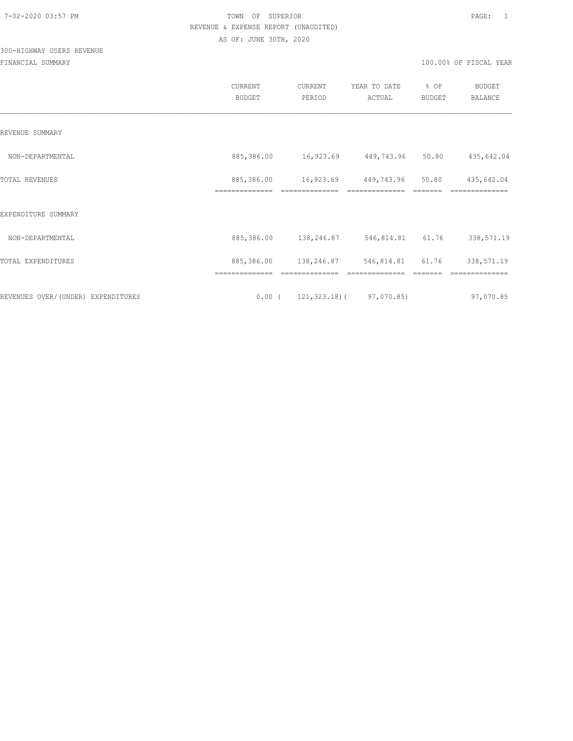TOWN OF SUPERIOR
REVENUE & EXPENSE REPORT (UNAUDITED)
AS OF: JUNE 30TH, 2020

300-HIGHWAY USERS REVENUE

FINANCIAL SUMMARY — 100.00% OF FISCAL YEAR

| | CURRENT BUDGET | CURRENT PERIOD | YEAR TO DATE ACTUAL | % OF BUDGET | BUDGET BALANCE |
|---|---|---|---|---|---|
| REVENUE SUMMARY | | | | | |
| NON-DEPARTMENTAL | 885,386.00 | 16,923.69 | 449,743.96 | 50.80 | 435,642.04 |
| TOTAL REVENUES | 885,386.00 | 16,923.69 | 449,743.96 | 50.80 | 435,642.04 |
| EXPENDITURE SUMMARY | | | | | |
| NON-DEPARTMENTAL | 885,386.00 | 138,246.87 | 546,814.81 | 61.76 | 338,571.19 |
| TOTAL EXPENDITURES | 885,386.00 | 138,246.87 | 546,814.81 | 61.76 | 338,571.19 |
| REVENUES OVER/(UNDER) EXPENDITURES | 0.00 | ( 121,323.18) | ( 97,070.85) | | 97,070.85 |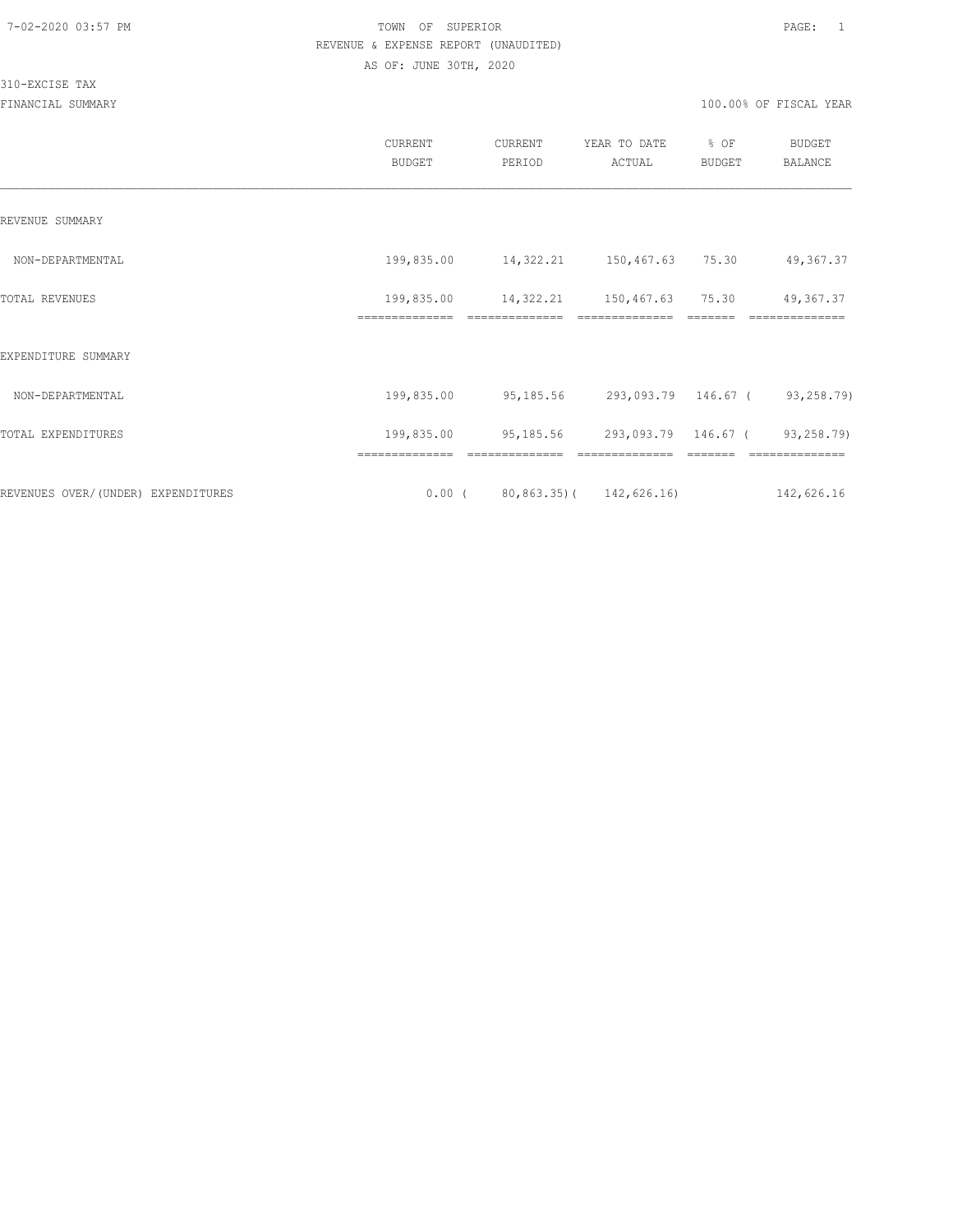7-02-2020 03:57 PM

TOWN OF SUPERIOR

REVENUE & EXPENSE REPORT (UNAUDITED)

AS OF: JUNE 30TH, 2020

310-EXCISE TAX

FINANCIAL SUMMARY

100.00% OF FISCAL YEAR

| | CURRENT BUDGET | CURRENT PERIOD | YEAR TO DATE ACTUAL | % OF BUDGET | BUDGET BALANCE |
|---|---|---|---|---|---|
| REVENUE SUMMARY | | | | | |
| NON-DEPARTMENTAL | 199,835.00 | 14,322.21 | 150,467.63 | 75.30 | 49,367.37 |
| TOTAL REVENUES | 199,835.00 | 14,322.21 | 150,467.63 | 75.30 | 49,367.37 |
| EXPENDITURE SUMMARY | | | | | |
| NON-DEPARTMENTAL | 199,835.00 | 95,185.56 | 293,093.79 | 146.67 | ( 93,258.79) |
| TOTAL EXPENDITURES | 199,835.00 | 95,185.56 | 293,093.79 | 146.67 | ( 93,258.79) |
| REVENUES OVER/(UNDER) EXPENDITURES | 0.00 | ( 80,863.35) | ( 142,626.16) | | 142,626.16 |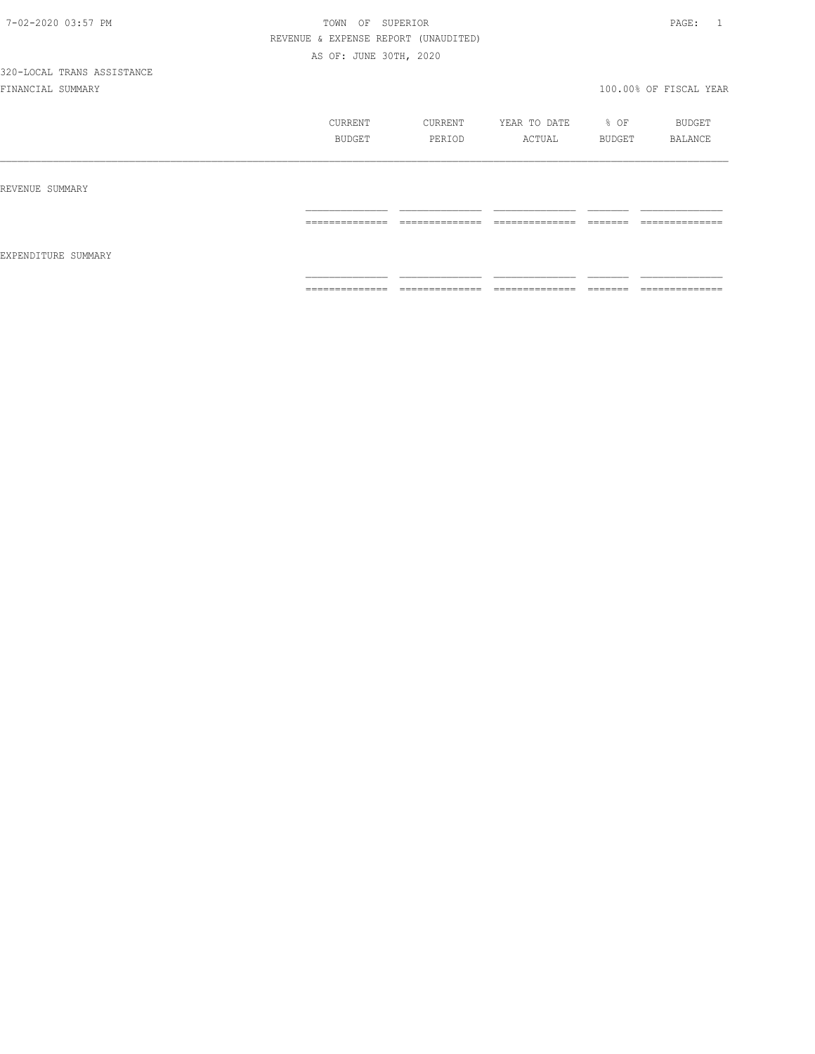TOWN OF SUPERIOR

REVENUE & EXPENSE REPORT (UNAUDITED)

AS OF: JUNE 30TH, 2020

320-LOCAL TRANS ASSISTANCE

FINANCIAL SUMMARY

100.00% OF FISCAL YEAR

| | CURRENT BUDGET | CURRENT PERIOD | YEAR TO DATE ACTUAL | % OF BUDGET | BUDGET BALANCE |
|---|---|---|---|---|---|
| REVENUE SUMMARY | | | | | |
| EXPENDITURE SUMMARY | | | | | |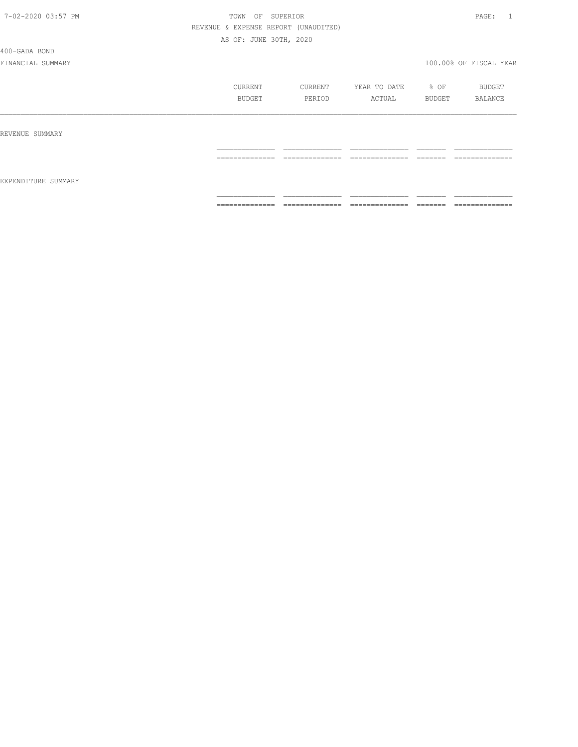TOWN OF SUPERIOR

REVENUE & EXPENSE REPORT (UNAUDITED)

AS OF: JUNE 30TH, 2020

400-GADA BOND

FINANCIAL SUMMARY

100.00% OF FISCAL YEAR

| | CURRENT BUDGET | CURRENT PERIOD | YEAR TO DATE ACTUAL | % OF BUDGET | BUDGET BALANCE |
|---|---|---|---|---|---|
| REVENUE SUMMARY | | | | | |
| EXPENDITURE SUMMARY | | | | | |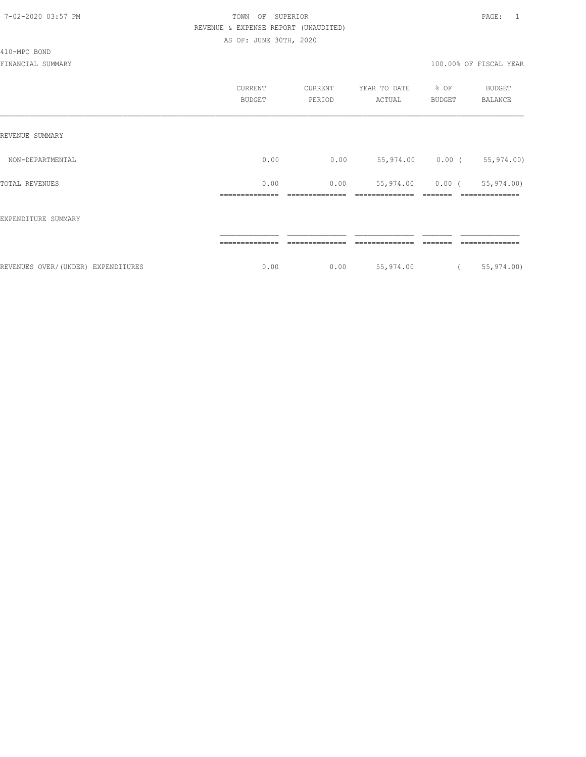TOWN OF SUPERIOR

REVENUE & EXPENSE REPORT (UNAUDITED)

AS OF: JUNE 30TH, 2020

410-MPC BOND

FINANCIAL SUMMARY

100.00% OF FISCAL YEAR

| | CURRENT BUDGET | CURRENT PERIOD | YEAR TO DATE ACTUAL | % OF BUDGET | BUDGET BALANCE |
|---|---|---|---|---|---|
| REVENUE SUMMARY | | | | | |
| NON-DEPARTMENTAL | 0.00 | 0.00 | 55,974.00 | 0.00 | ( 55,974.00) |
| TOTAL REVENUES | 0.00 | 0.00 | 55,974.00 | 0.00 | ( 55,974.00) |
| EXPENDITURE SUMMARY | | | | | |
| REVENUES OVER/(UNDER) EXPENDITURES | 0.00 | 0.00 | 55,974.00 | | ( 55,974.00) |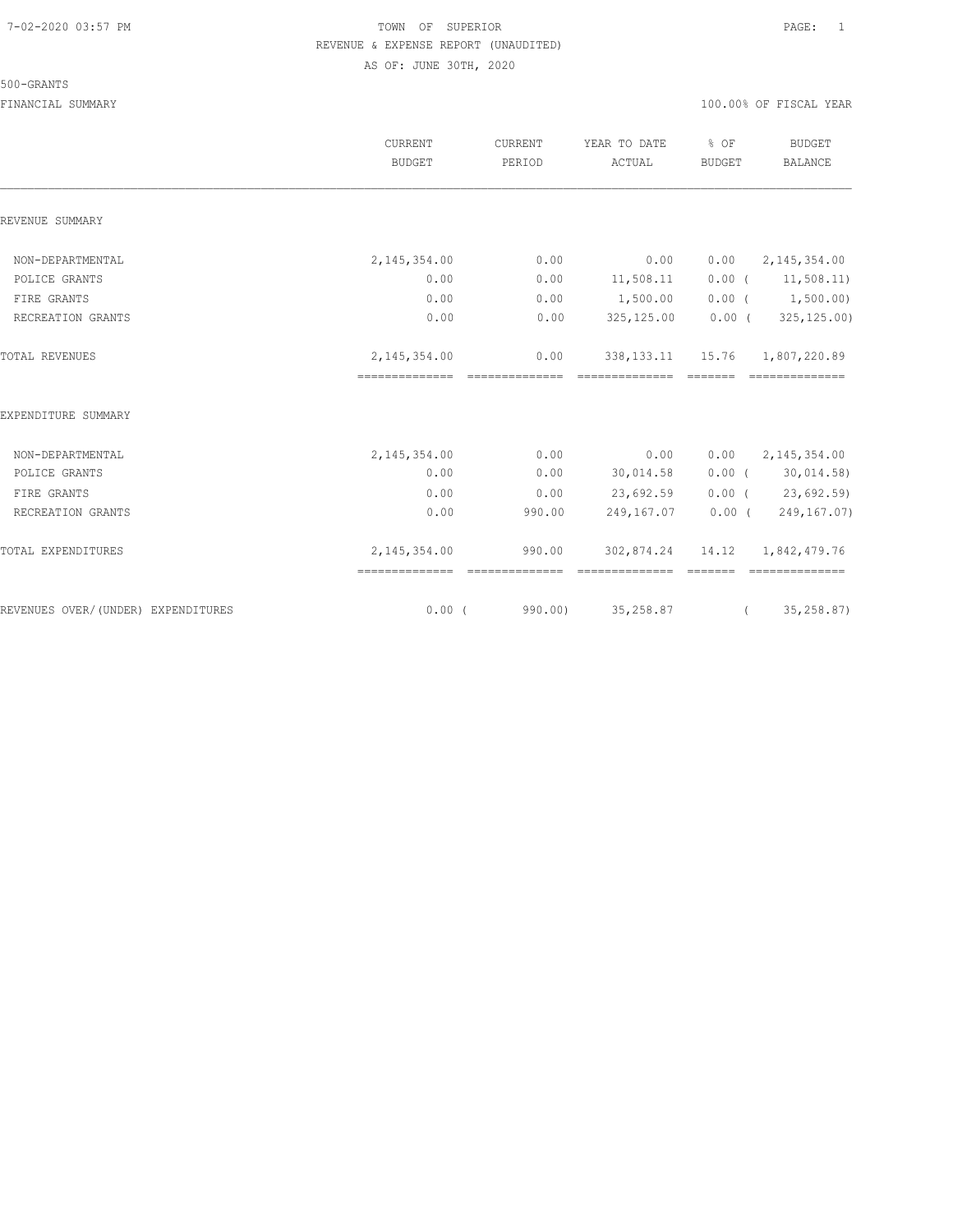TOWN OF SUPERIOR

REVENUE & EXPENSE REPORT (UNAUDITED)

AS OF: JUNE 30TH, 2020

500-GRANTS

FINANCIAL SUMMARY

100.00% OF FISCAL YEAR

| | CURRENT BUDGET | CURRENT PERIOD | YEAR TO DATE ACTUAL | % OF BUDGET | BUDGET BALANCE |
|---|---|---|---|---|---|
| **REVENUE SUMMARY** | | | | | |
| NON-DEPARTMENTAL | 2,145,354.00 | 0.00 | 0.00 | 0.00 | 2,145,354.00 |
| POLICE GRANTS | 0.00 | 0.00 | 11,508.11 | 0.00 | ( 11,508.11) |
| FIRE GRANTS | 0.00 | 0.00 | 1,500.00 | 0.00 | ( 1,500.00) |
| RECREATION GRANTS | 0.00 | 0.00 | 325,125.00 | 0.00 | ( 325,125.00) |
| TOTAL REVENUES | 2,145,354.00 | 0.00 | 338,133.11 | 15.76 | 1,807,220.89 |
| **EXPENDITURE SUMMARY** | | | | | |
| NON-DEPARTMENTAL | 2,145,354.00 | 0.00 | 0.00 | 0.00 | 2,145,354.00 |
| POLICE GRANTS | 0.00 | 0.00 | 30,014.58 | 0.00 | ( 30,014.58) |
| FIRE GRANTS | 0.00 | 0.00 | 23,692.59 | 0.00 | ( 23,692.59) |
| RECREATION GRANTS | 0.00 | 990.00 | 249,167.07 | 0.00 | ( 249,167.07) |
| TOTAL EXPENDITURES | 2,145,354.00 | 990.00 | 302,874.24 | 14.12 | 1,842,479.76 |
| REVENUES OVER/(UNDER) EXPENDITURES | 0.00 | ( 990.00) | 35,258.87 | | ( 35,258.87) |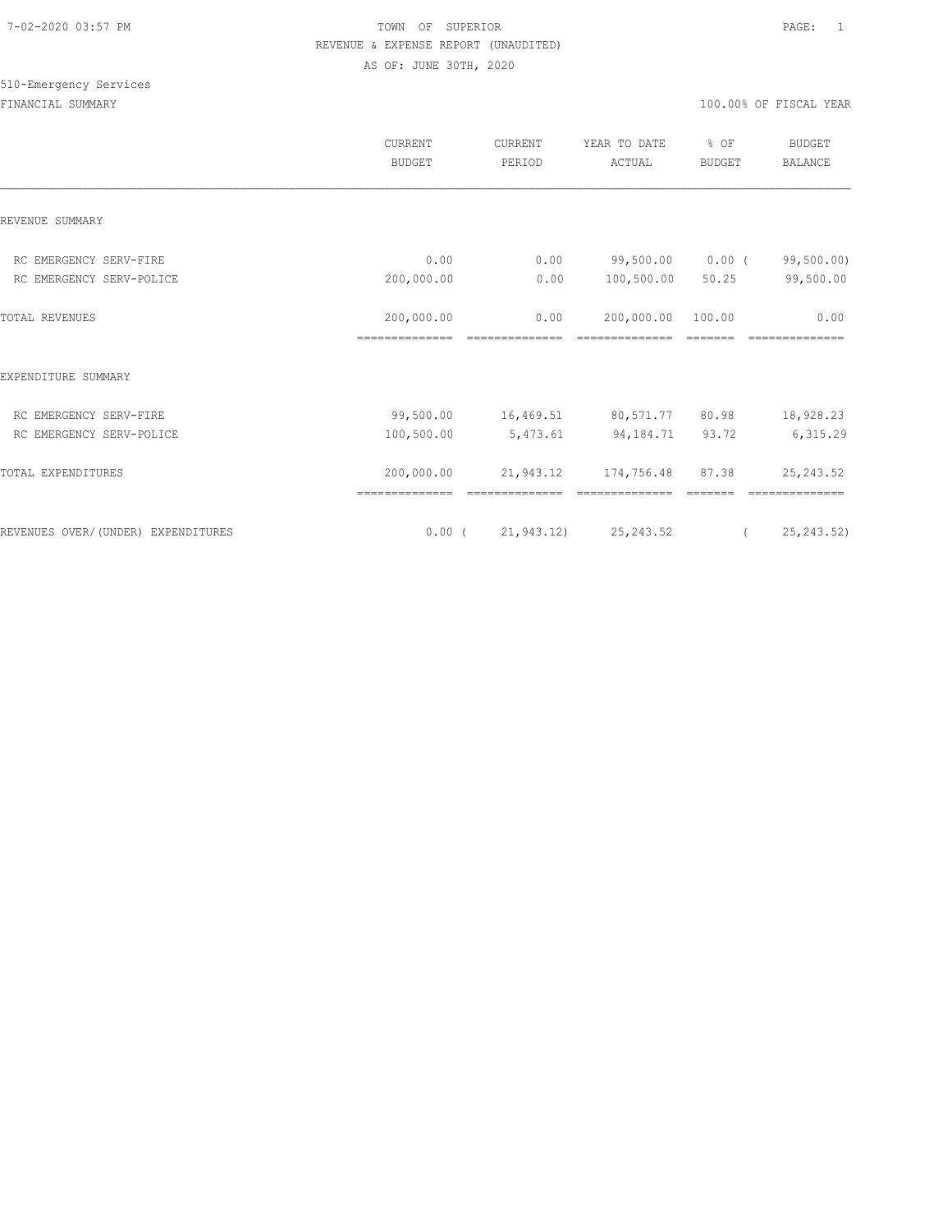7-02-2020 03:57 PM

TOWN OF SUPERIOR

REVENUE & EXPENSE REPORT (UNAUDITED)

AS OF: JUNE 30TH, 2020

510-Emergency Services

FINANCIAL SUMMARY

100.00% OF FISCAL YEAR

| | CURRENT BUDGET | CURRENT PERIOD | YEAR TO DATE ACTUAL | % OF BUDGET | BUDGET BALANCE |
|---|---|---|---|---|---|
| REVENUE SUMMARY | | | | | |
| RC EMERGENCY SERV-FIRE | 0.00 | 0.00 | 99,500.00 | 0.00 | ( 99,500.00) |
| RC EMERGENCY SERV-POLICE | 200,000.00 | 0.00 | 100,500.00 | 50.25 | 99,500.00 |
| TOTAL REVENUES | 200,000.00 | 0.00 | 200,000.00 | 100.00 | 0.00 |
| EXPENDITURE SUMMARY | | | | | |
| RC EMERGENCY SERV-FIRE | 99,500.00 | 16,469.51 | 80,571.77 | 80.98 | 18,928.23 |
| RC EMERGENCY SERV-POLICE | 100,500.00 | 5,473.61 | 94,184.71 | 93.72 | 6,315.29 |
| TOTAL EXPENDITURES | 200,000.00 | 21,943.12 | 174,756.48 | 87.38 | 25,243.52 |
| REVENUES OVER/(UNDER) EXPENDITURES | 0.00 | ( 21,943.12) | 25,243.52 | | ( 25,243.52) |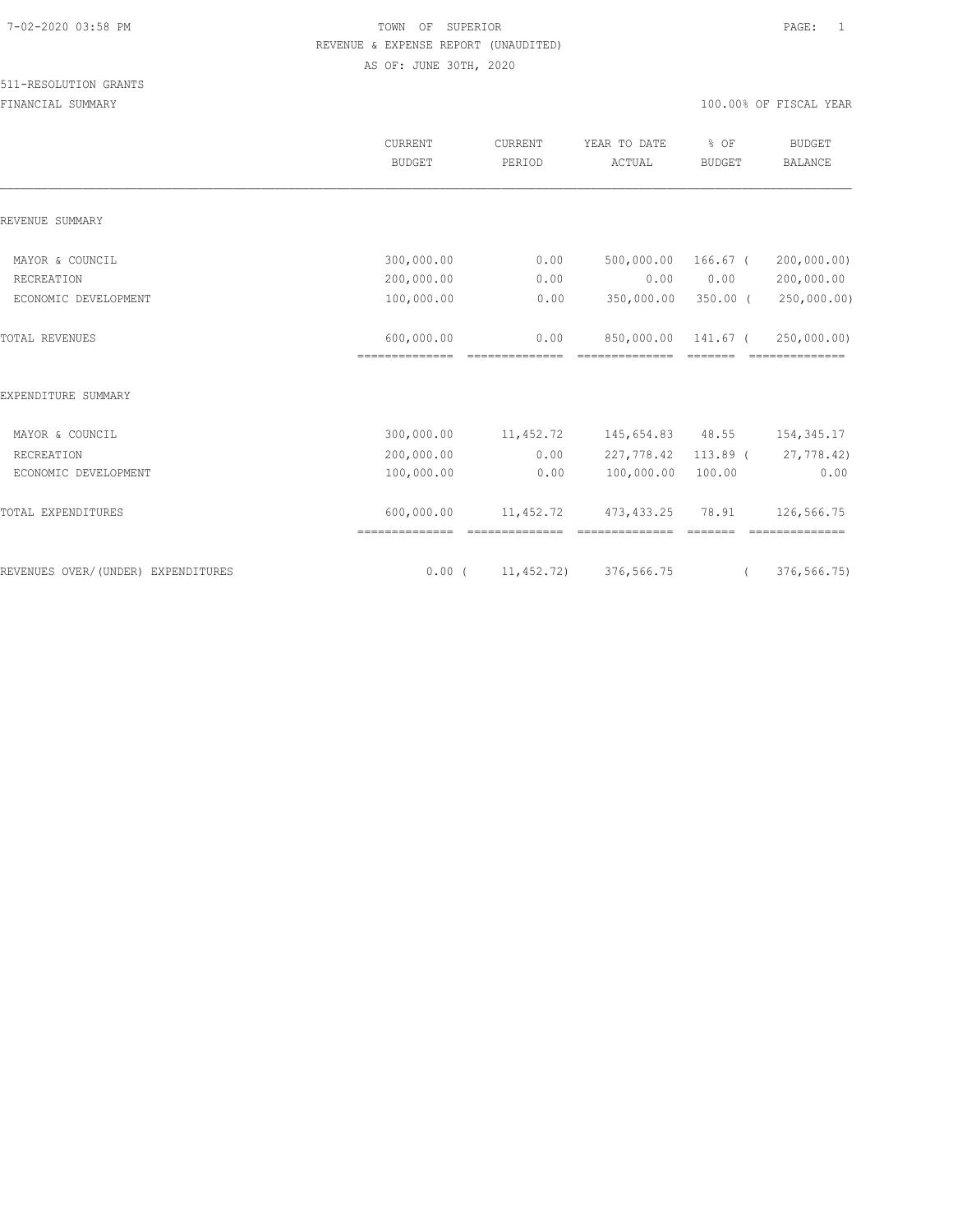TOWN OF SUPERIOR

REVENUE & EXPENSE REPORT (UNAUDITED)

AS OF: JUNE 30TH, 2020

511-RESOLUTION GRANTS

FINANCIAL SUMMARY

100.00% OF FISCAL YEAR

| | CURRENT BUDGET | CURRENT PERIOD | YEAR TO DATE ACTUAL | % OF BUDGET | BUDGET BALANCE |
|---|---|---|---|---|---|
| REVENUE SUMMARY | | | | | |
| MAYOR & COUNCIL | 300,000.00 | 0.00 | 500,000.00 | 166.67 | ( 200,000.00) |
| RECREATION | 200,000.00 | 0.00 | 0.00 | 0.00 | 200,000.00 |
| ECONOMIC DEVELOPMENT | 100,000.00 | 0.00 | 350,000.00 | 350.00 | ( 250,000.00) |
| TOTAL REVENUES | 600,000.00 | 0.00 | 850,000.00 | 141.67 | ( 250,000.00) |
| EXPENDITURE SUMMARY | | | | | |
| MAYOR & COUNCIL | 300,000.00 | 11,452.72 | 145,654.83 | 48.55 | 154,345.17 |
| RECREATION | 200,000.00 | 0.00 | 227,778.42 | 113.89 | ( 27,778.42) |
| ECONOMIC DEVELOPMENT | 100,000.00 | 0.00 | 100,000.00 | 100.00 | 0.00 |
| TOTAL EXPENDITURES | 600,000.00 | 11,452.72 | 473,433.25 | 78.91 | 126,566.75 |
| REVENUES OVER/(UNDER) EXPENDITURES | 0.00 | ( 11,452.72) | 376,566.75 | | ( 376,566.75) |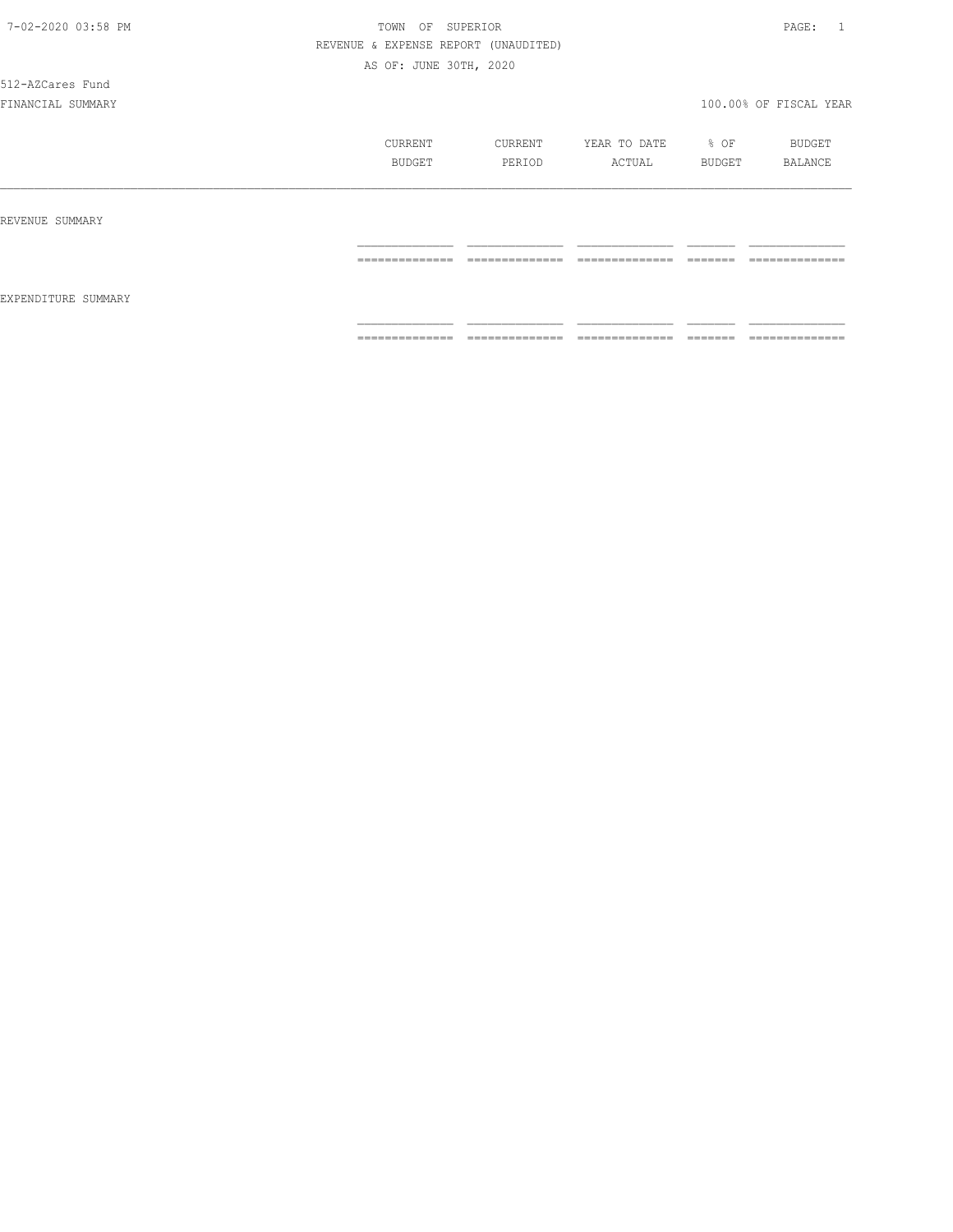TOWN OF SUPERIOR

REVENUE & EXPENSE REPORT (UNAUDITED)

AS OF: JUNE 30TH, 2020

512-AZCares Fund

FINANCIAL SUMMARY

100.00% OF FISCAL YEAR

| | CURRENT BUDGET | CURRENT PERIOD | YEAR TO DATE ACTUAL | % OF BUDGET | BUDGET BALANCE |
|---|---|---|---|---|---|
| REVENUE SUMMARY | | | | | |
| | | | | | |
| EXPENDITURE SUMMARY | | | | | |
| | | | | | |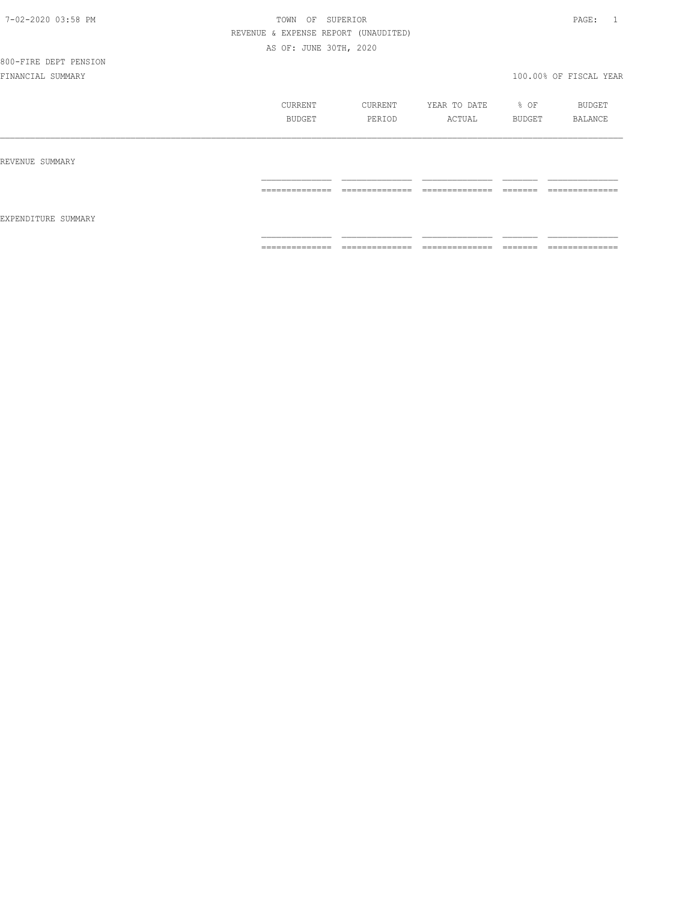7-02-2020 03:58 PM

TOWN OF SUPERIOR

REVENUE & EXPENSE REPORT (UNAUDITED)

AS OF: JUNE 30TH, 2020

800-FIRE DEPT PENSION

FINANCIAL SUMMARY

100.00% OF FISCAL YEAR

| | CURRENT BUDGET | CURRENT PERIOD | YEAR TO DATE ACTUAL | % OF BUDGET | BUDGET BALANCE |
|---|---|---|---|---|---|
| REVENUE SUMMARY | | | | | |
| EXPENDITURE SUMMARY | | | | | |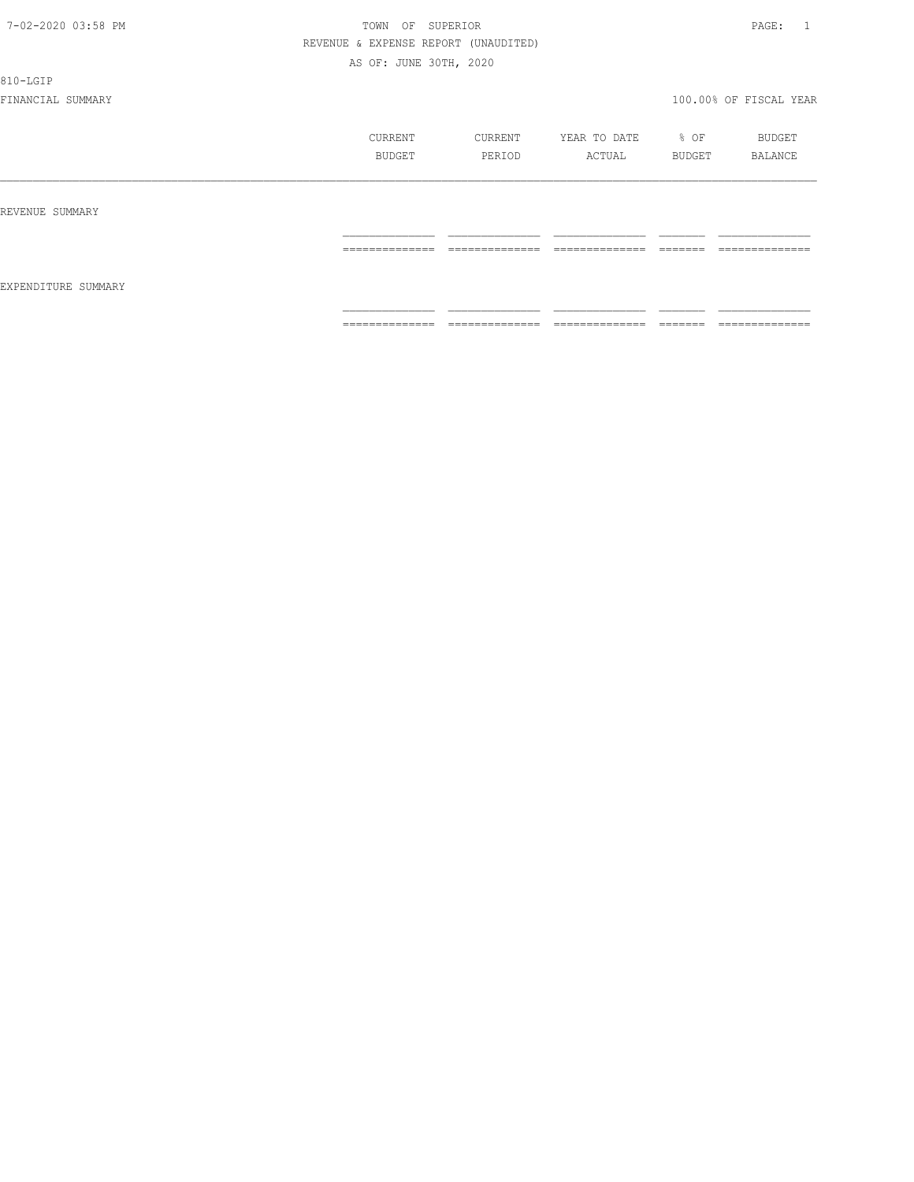TOWN OF SUPERIOR
REVENUE & EXPENSE REPORT (UNAUDITED)
AS OF: JUNE 30TH, 2020

810-LGIP

FINANCIAL SUMMARY — 100.00% OF FISCAL YEAR

| | CURRENT BUDGET | CURRENT PERIOD | YEAR TO DATE ACTUAL | % OF BUDGET | BUDGET BALANCE |
|---|---|---|---|---|---|
| REVENUE SUMMARY | | | | | |
| EXPENDITURE SUMMARY | | | | | |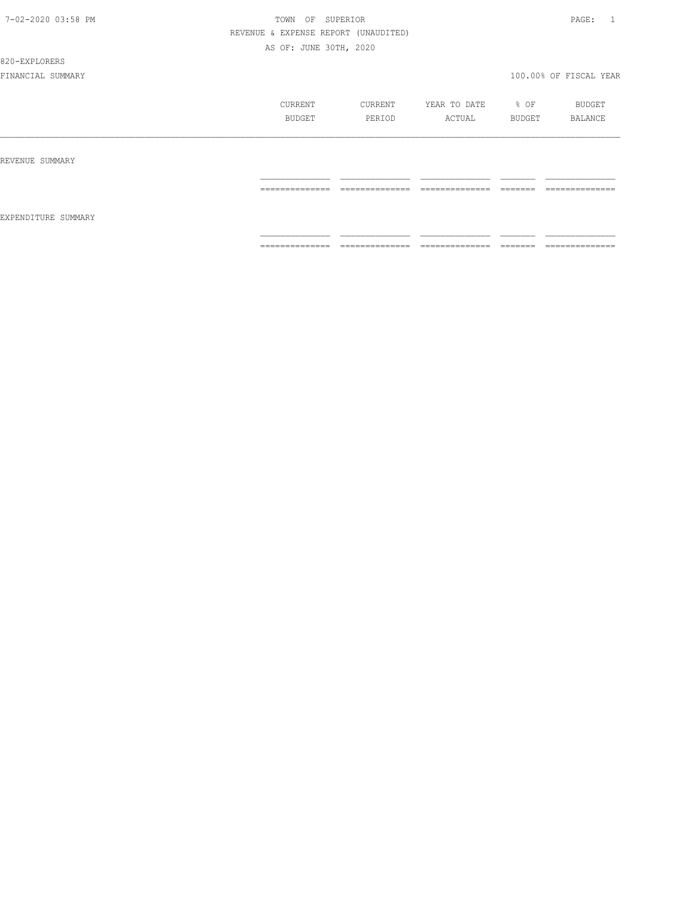TOWN OF SUPERIOR

REVENUE & EXPENSE REPORT (UNAUDITED)

AS OF: JUNE 30TH, 2020

820-EXPLORERS

FINANCIAL SUMMARY

100.00% OF FISCAL YEAR

| | CURRENT BUDGET | CURRENT PERIOD | YEAR TO DATE ACTUAL | % OF BUDGET | BUDGET BALANCE |
|---|---|---|---|---|---|
| REVENUE SUMMARY | | | | | |
| EXPENDITURE SUMMARY | | | | | |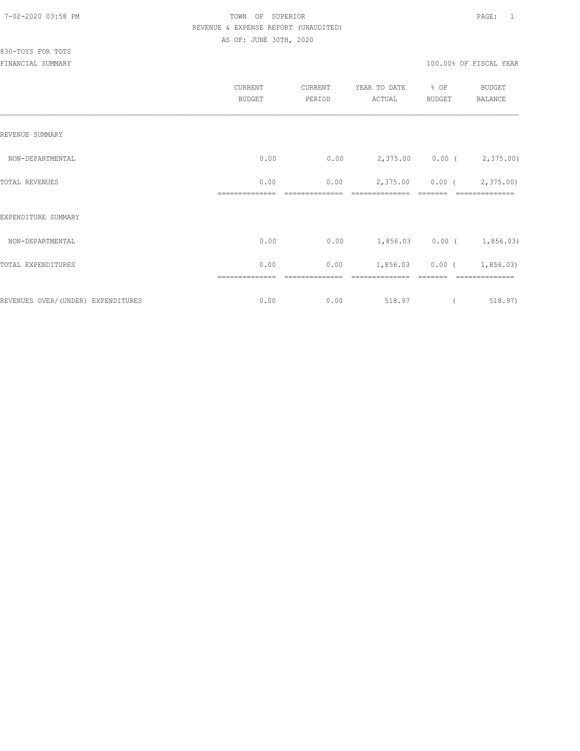TOWN OF SUPERIOR
REVENUE & EXPENSE REPORT (UNAUDITED)
AS OF: JUNE 30TH, 2020

830-TOYS FOR TOTS
FINANCIAL SUMMARY

100.00% OF FISCAL YEAR

| | CURRENT BUDGET | CURRENT PERIOD | YEAR TO DATE ACTUAL | % OF BUDGET | BUDGET BALANCE |
|---|---|---|---|---|---|
| REVENUE SUMMARY | | | | | |
| NON-DEPARTMENTAL | 0.00 | 0.00 | 2,375.00 | 0.00 | ( 2,375.00) |
| TOTAL REVENUES | 0.00 | 0.00 | 2,375.00 | 0.00 | ( 2,375.00) |
| EXPENDITURE SUMMARY | | | | | |
| NON-DEPARTMENTAL | 0.00 | 0.00 | 1,856.03 | 0.00 | ( 1,856.03) |
| TOTAL EXPENDITURES | 0.00 | 0.00 | 1,856.03 | 0.00 | ( 1,856.03) |
| REVENUES OVER/(UNDER) EXPENDITURES | 0.00 | 0.00 | 518.97 | | ( 518.97) |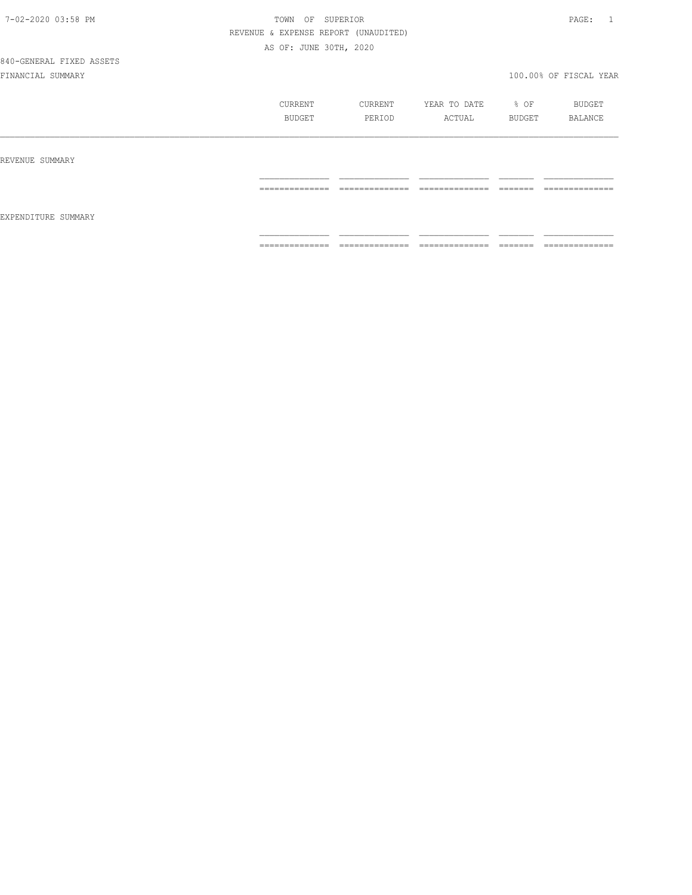7-02-2020 03:58 PM

TOWN OF SUPERIOR

REVENUE & EXPENSE REPORT (UNAUDITED)

AS OF: JUNE 30TH, 2020

840-GENERAL FIXED ASSETS

FINANCIAL SUMMARY

100.00% OF FISCAL YEAR

| | CURRENT BUDGET | CURRENT PERIOD | YEAR TO DATE ACTUAL | % OF BUDGET | BUDGET BALANCE |
|---|---|---|---|---|---|
| REVENUE SUMMARY | | | | | |
| EXPENDITURE SUMMARY | | | | | |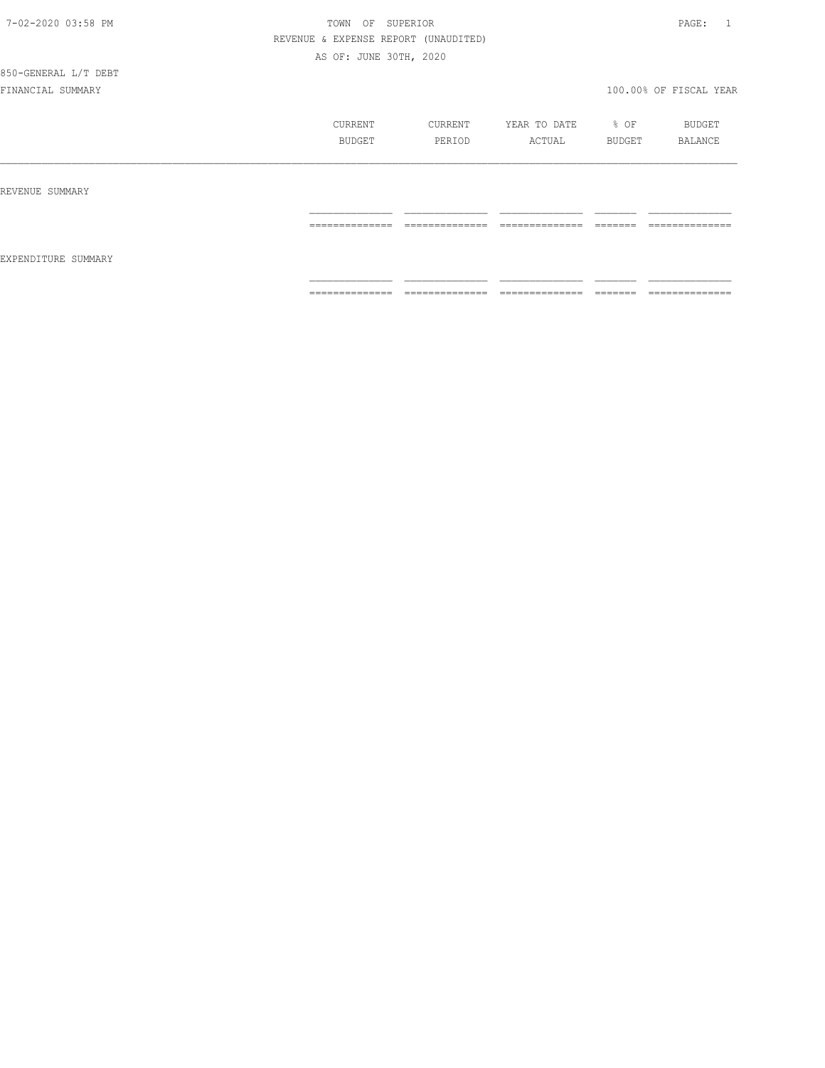7-02-2020 03:58 PM

TOWN OF SUPERIOR

REVENUE & EXPENSE REPORT (UNAUDITED)

AS OF: JUNE 30TH, 2020

850-GENERAL L/T DEBT

FINANCIAL SUMMARY

100.00% OF FISCAL YEAR

| | CURRENT BUDGET | CURRENT PERIOD | YEAR TO DATE ACTUAL | % OF BUDGET | BUDGET BALANCE |
|---|---|---|---|---|---|
| REVENUE SUMMARY | | | | | |
| EXPENDITURE SUMMARY | | | | | |